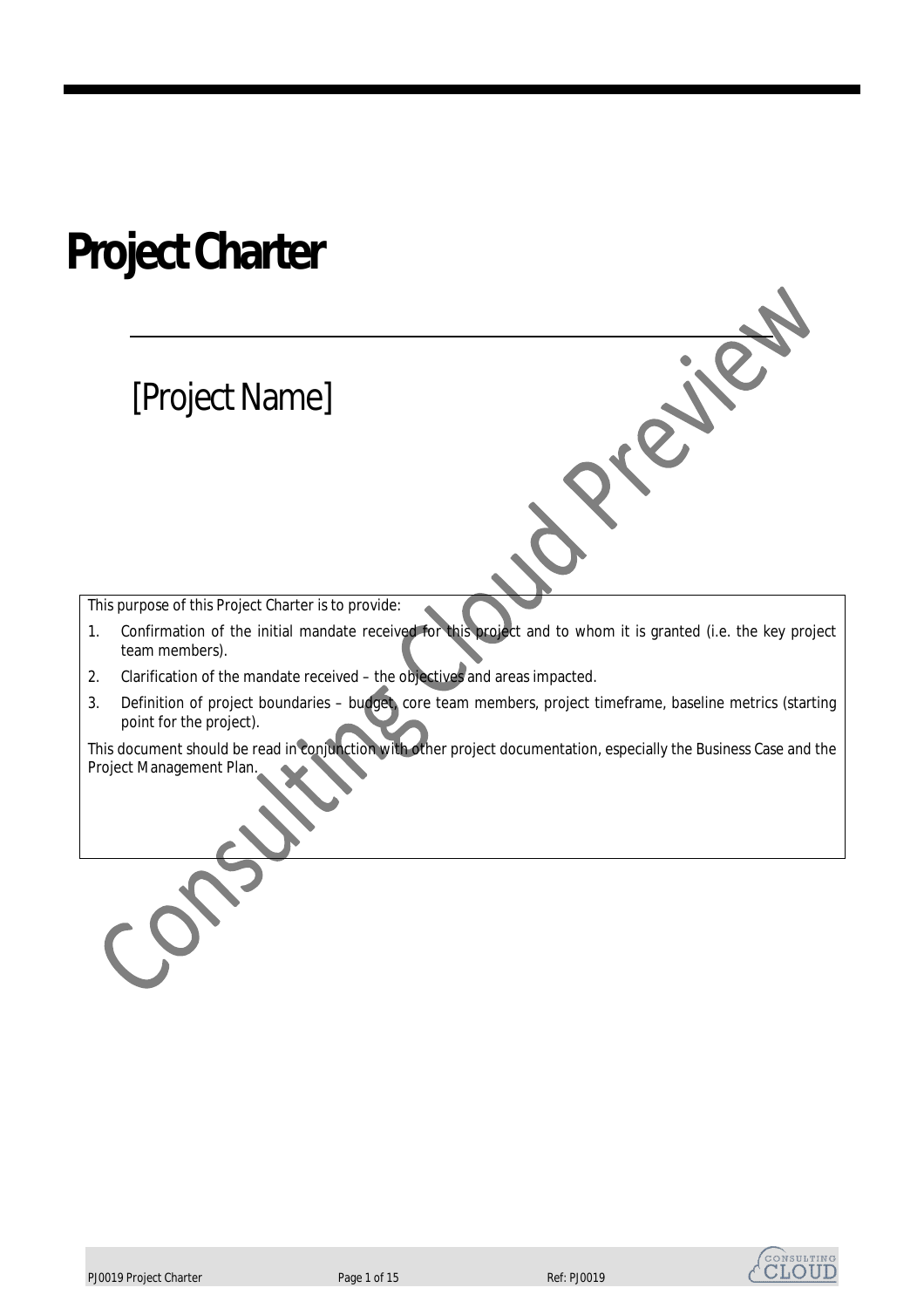# Project Charter

## [Project Name]

This purpose of this Project Charter is to provide:

1. Confirmation of the initial mandate received for this project and to whom it is granted (i.e. the key project team members).
2. Clarification of the mandate received – the objectives and areas impacted.
3. Definition of project boundaries – budget, core team members, project timeframe, baseline metrics (starting point for the project).

This document should be read in conjunction with other project documentation, especially the Business Case and the Project Management Plan.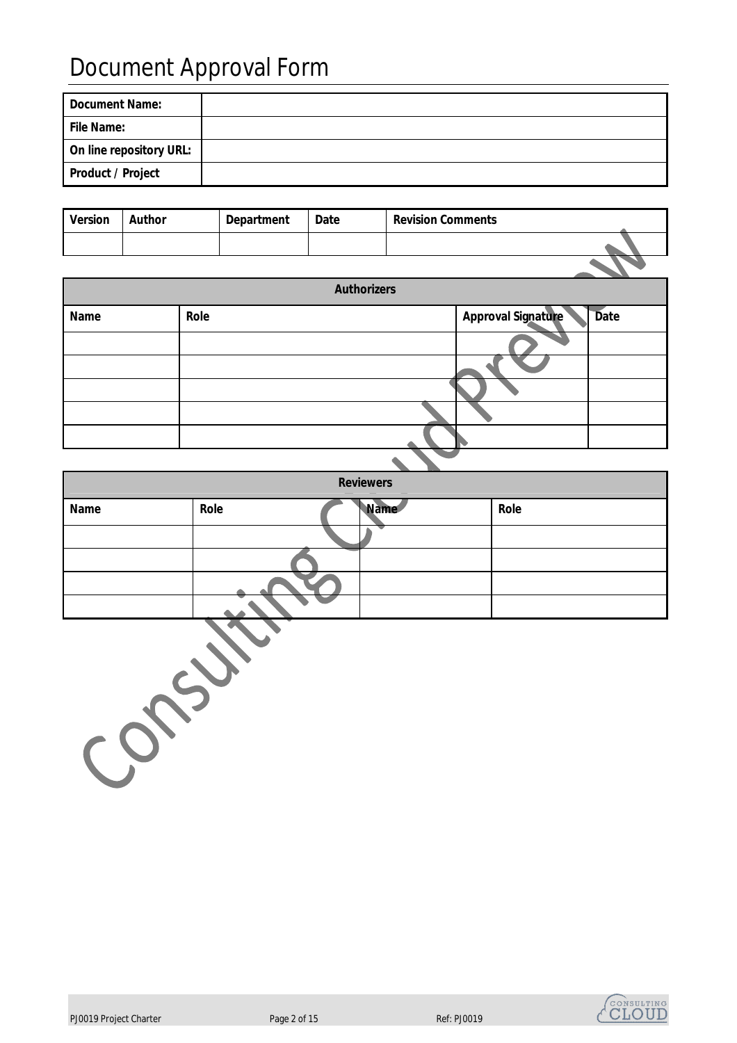# Document Approval Form

| Document Name: | |
|---|---|
| File Name: | |
| On line repository URL: | |
| Product / Project | |

| Version | Author | Department | Date | Revision Comments |
|---|---|---|---|---|
| | | | | |

| Authorizers | | | |
|---|---|---|---|
| **Name** | **Role** | **Approval Signature** | **Date** |
| | | | |
| | | | |
| | | | |
| | | | |
| | | | |

| Reviewers | | | |
|---|---|---|---|
| **Name** | **Role** | **Name** | **Role** |
| | | | |
| | | | |
| | | | |
| | | | |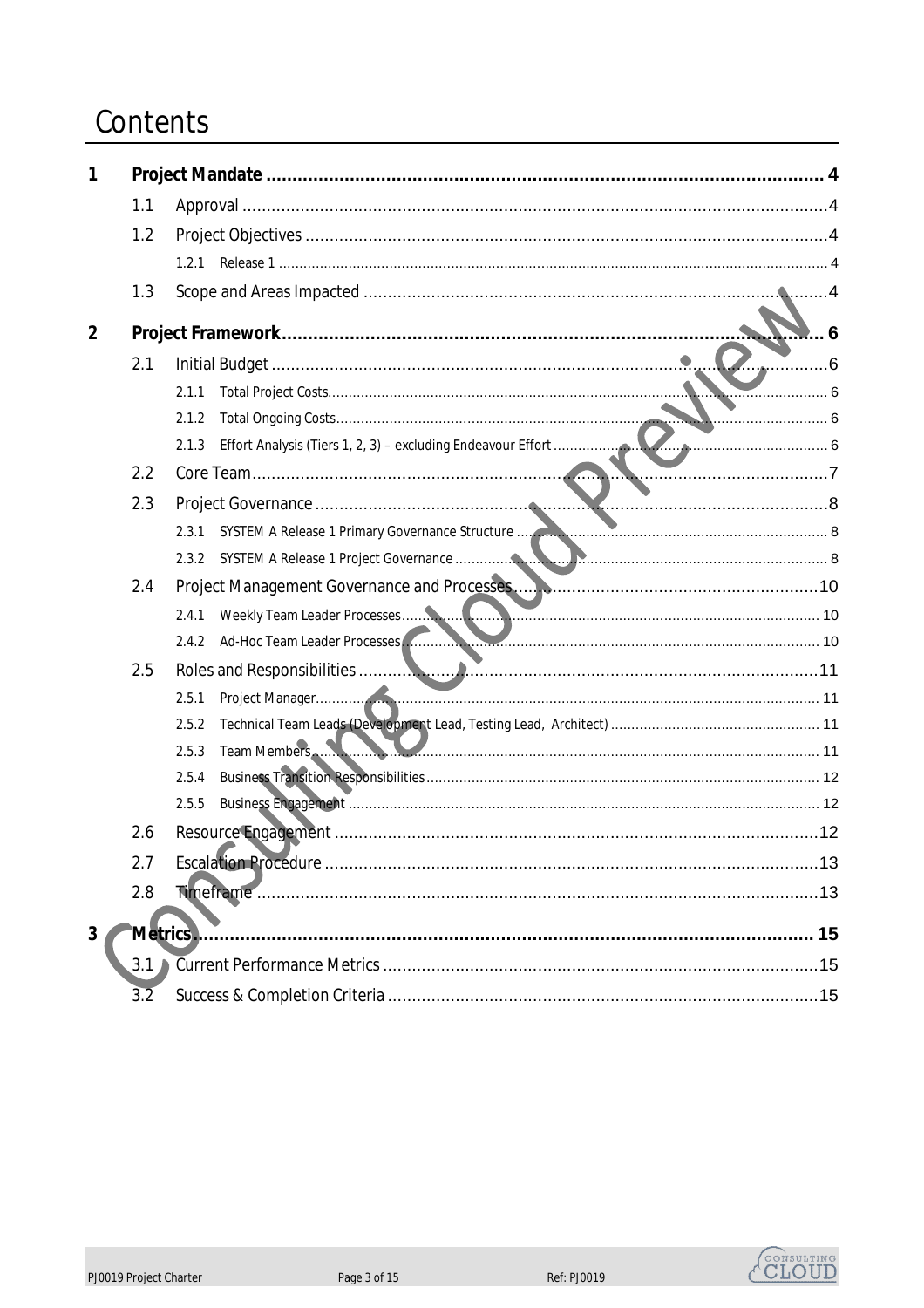# Contents

| | | | |
|---|---|---|---|
| **1** | **Project Mandate** | | **4** |
| | 1.1 | Approval | 4 |
| | 1.2 | Project Objectives | 4 |
| | | 1.2.1 Release 1 | 4 |
| | 1.3 | Scope and Areas Impacted | 4 |
| **2** | **Project Framework** | | **6** |
| | 2.1 | Initial Budget | 6 |
| | | 2.1.1 Total Project Costs | 6 |
| | | 2.1.2 Total Ongoing Costs | 6 |
| | | 2.1.3 Effort Analysis (Tiers 1, 2, 3) – excluding Endeavour Effort | 6 |
| | 2.2 | Core Team | 7 |
| | 2.3 | Project Governance | 8 |
| | | 2.3.1 SYSTEM A Release 1 Primary Governance Structure | 8 |
| | | 2.3.2 SYSTEM A Release 1 Project Governance | 8 |
| | 2.4 | Project Management Governance and Processes | 10 |
| | | 2.4.1 Weekly Team Leader Processes | 10 |
| | | 2.4.2 Ad-Hoc Team Leader Processes | 10 |
| | 2.5 | Roles and Responsibilities | 11 |
| | | 2.5.1 Project Manager | 11 |
| | | 2.5.2 Technical Team Leads (Development Lead, Testing Lead, Architect) | 11 |
| | | 2.5.3 Team Members | 11 |
| | | 2.5.4 Business Transition Responsibilities | 12 |
| | | 2.5.5 Business Engagement | 12 |
| | 2.6 | Resource Engagement | 12 |
| | 2.7 | Escalation Procedure | 13 |
| | 2.8 | Timeframe | 13 |
| **3** | **Metrics** | | **15** |
| | 3.1 | Current Performance Metrics | 15 |
| | 3.2 | Success & Completion Criteria | 15 |